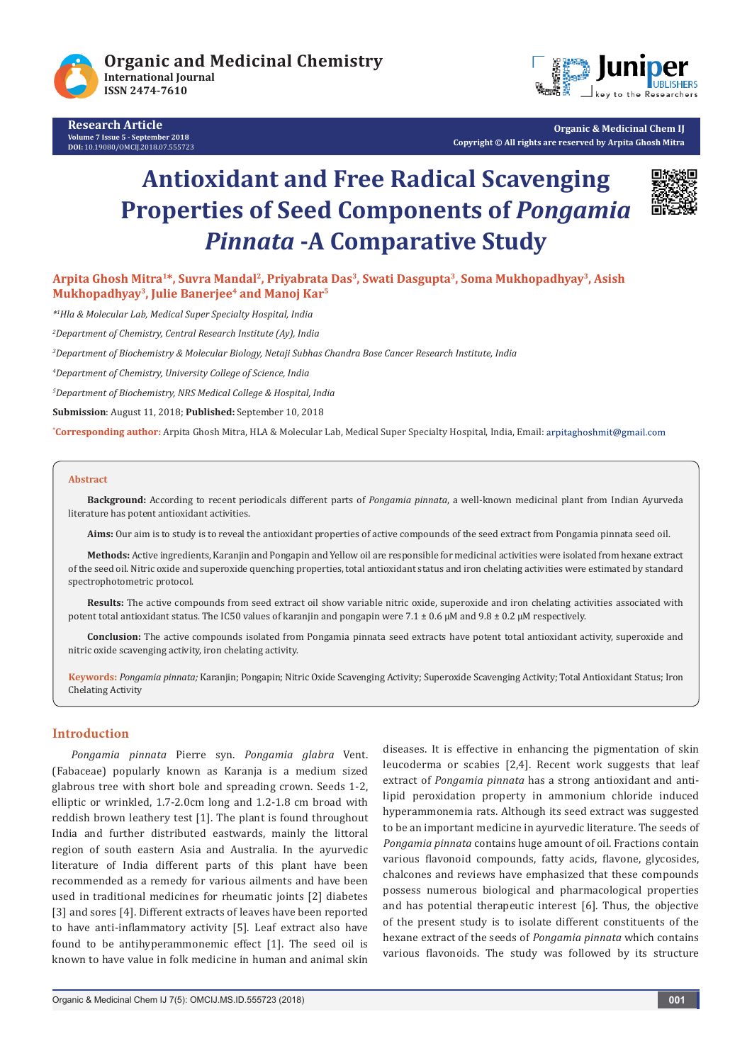# Antioxidant and Free Radical Scavenging Properties of Seed Components of *Pongamia Pinnata* -A Comparative Study

**Arpita Ghosh Mitra[1]*, Suvra Mandal[2], Priyabrata Das[3], Swati Dasgupta[3], Soma Mukhopadhyay[3], Asish Mukhopadhyay[3], Julie Banerjee[4] and Manoj Kar[5]**

*[*1]Hla & Molecular Lab, Medical Super Specialty Hospital, India*

*[2]Department of Chemistry, Central Research Institute (Ay), India*

*[3]Department of Biochemistry & Molecular Biology, Netaji Subhas Chandra Bose Cancer Research Institute, India*

*[4]Department of Chemistry, University College of Science, India*

*[5]Department of Biochemistry, NRS Medical College & Hospital, India*

**Submission**: August 11, 2018; **Published:** September 10, 2018

***Corresponding author:** Arpita Ghosh Mitra, HLA & Molecular Lab, Medical Super Specialty Hospital, India, Email: arpitaghoshmit@gmail.com

## Abstract

**Background:** According to recent periodicals different parts of *Pongamia pinnata*, a well-known medicinal plant from Indian Ayurveda literature has potent antioxidant activities.

**Aims:** Our aim is to study is to reveal the antioxidant properties of active compounds of the seed extract from Pongamia pinnata seed oil.

**Methods:** Active ingredients, Karanjin and Pongapin and Yellow oil are responsible for medicinal activities were isolated from hexane extract of the seed oil. Nitric oxide and superoxide quenching properties, total antioxidant status and iron chelating activities were estimated by standard spectrophotometric protocol.

**Results:** The active compounds from seed extract oil show variable nitric oxide, superoxide and iron chelating activities associated with potent total antioxidant status. The IC50 values of karanjin and pongapin were 7.1 ± 0.6 µM and 9.8 ± 0.2 µM respectively.

**Conclusion:** The active compounds isolated from Pongamia pinnata seed extracts have potent total antioxidant activity, superoxide and nitric oxide scavenging activity, iron chelating activity.

**Keywords:** *Pongamia pinnata;* Karanjin; Pongapin; Nitric Oxide Scavenging Activity; Superoxide Scavenging Activity; Total Antioxidant Status; Iron Chelating Activity

## Introduction

*Pongamia pinnata* Pierre syn. *Pongamia glabra* Vent. (Fabaceae) popularly known as Karanja is a medium sized glabrous tree with short bole and spreading crown. Seeds 1-2, elliptic or wrinkled, 1.7-2.0cm long and 1.2-1.8 cm broad with reddish brown leathery test [1]. The plant is found throughout India and further distributed eastwards, mainly the littoral region of south eastern Asia and Australia. In the ayurvedic literature of India different parts of this plant have been recommended as a remedy for various ailments and have been used in traditional medicines for rheumatic joints [2] diabetes [3] and sores [4]. Different extracts of leaves have been reported to have anti-inflammatory activity [5]. Leaf extract also have found to be antihyperammonemic effect [1]. The seed oil is known to have value in folk medicine in human and animal skin diseases. It is effective in enhancing the pigmentation of skin leucoderma or scabies [2,4]. Recent work suggests that leaf extract of *Pongamia pinnata* has a strong antioxidant and anti-lipid peroxidation property in ammonium chloride induced hyperammonemia rats. Although its seed extract was suggested to be an important medicine in ayurvedic literature. The seeds of *Pongamia pinnata* contains huge amount of oil. Fractions contain various flavonoid compounds, fatty acids, flavone, glycosides, chalcones and reviews have emphasized that these compounds possess numerous biological and pharmacological properties and has potential therapeutic interest [6]. Thus, the objective of the present study is to isolate different constituents of the hexane extract of the seeds of *Pongamia pinnata* which contains various flavonoids. The study was followed by its structure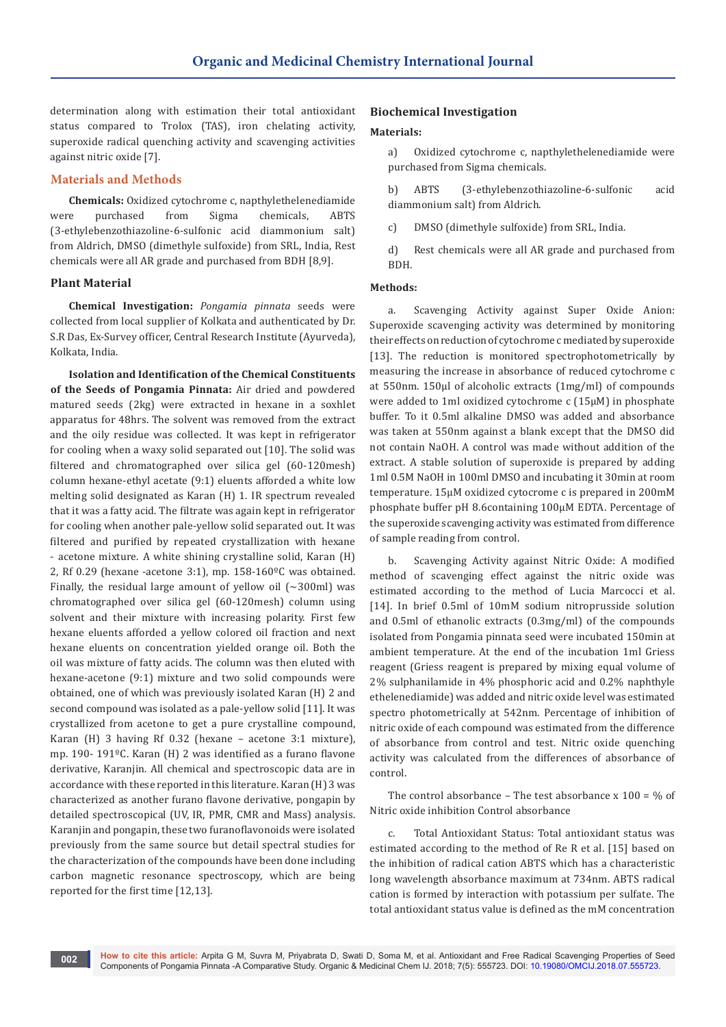determination along with estimation their total antioxidant status compared to Trolox (TAS), iron chelating activity, superoxide radical quenching activity and scavenging activities against nitric oxide [7].

## Materials and Methods

**Chemicals:** Oxidized cytochrome c, napthylethelenediamide were purchased from Sigma chemicals, ABTS (3-ethylebenzothiazoline-6-sulfonic acid diammonium salt) from Aldrich, DMSO (dimethyle sulfoxide) from SRL, India, Rest chemicals were all AR grade and purchased from BDH [8,9].

### Plant Material

**Chemical Investigation:** *Pongamia pinnata* seeds were collected from local supplier of Kolkata and authenticated by Dr. S.R Das, Ex-Survey officer, Central Research Institute (Ayurveda), Kolkata, India.

**Isolation and Identification of the Chemical Constituents of the Seeds of Pongamia Pinnata:** Air dried and powdered matured seeds (2kg) were extracted in hexane in a soxhlet apparatus for 48hrs. The solvent was removed from the extract and the oily residue was collected. It was kept in refrigerator for cooling when a waxy solid separated out [10]. The solid was filtered and chromatographed over silica gel (60-120mesh) column hexane-ethyl acetate (9:1) eluents afforded a white low melting solid designated as Karan (H) 1. IR spectrum revealed that it was a fatty acid. The filtrate was again kept in refrigerator for cooling when another pale-yellow solid separated out. It was filtered and purified by repeated crystallization with hexane - acetone mixture. A white shining crystalline solid, Karan (H) 2, Rf 0.29 (hexane -acetone 3:1), mp. 158-160ºC was obtained. Finally, the residual large amount of yellow oil (~300ml) was chromatographed over silica gel (60-120mesh) column using solvent and their mixture with increasing polarity. First few hexane eluents afforded a yellow colored oil fraction and next hexane eluents on concentration yielded orange oil. Both the oil was mixture of fatty acids. The column was then eluted with hexane-acetone (9:1) mixture and two solid compounds were obtained, one of which was previously isolated Karan (H) 2 and second compound was isolated as a pale-yellow solid [11]. It was crystallized from acetone to get a pure crystalline compound, Karan (H) 3 having Rf 0.32 (hexane – acetone 3:1 mixture), mp. 190- 191ºC. Karan (H) 2 was identified as a furano flavone derivative, Karanjin. All chemical and spectroscopic data are in accordance with these reported in this literature. Karan (H) 3 was characterized as another furano flavone derivative, pongapin by detailed spectroscopical (UV, IR, PMR, CMR and Mass) analysis. Karanjin and pongapin, these two furanoflavonoids were isolated previously from the same source but detail spectral studies for the characterization of the compounds have been done including carbon magnetic resonance spectroscopy, which are being reported for the first time [12,13].

### Biochemical Investigation

**Materials:**

a) Oxidized cytochrome c, napthylethelenediamide were purchased from Sigma chemicals.

b) ABTS (3-ethylebenzothiazoline-6-sulfonic acid diammonium salt) from Aldrich.

c) DMSO (dimethyle sulfoxide) from SRL, India.

d) Rest chemicals were all AR grade and purchased from BDH.

**Methods:**

a. Scavenging Activity against Super Oxide Anion: Superoxide scavenging activity was determined by monitoring their effects on reduction of cytochrome c mediated by superoxide [13]. The reduction is monitored spectrophotometrically by measuring the increase in absorbance of reduced cytochrome c at 550nm. 150μl of alcoholic extracts (1mg/ml) of compounds were added to 1ml oxidized cytochrome c (15μM) in phosphate buffer. To it 0.5ml alkaline DMSO was added and absorbance was taken at 550nm against a blank except that the DMSO did not contain NaOH. A control was made without addition of the extract. A stable solution of superoxide is prepared by adding 1ml 0.5M NaOH in 100ml DMSO and incubating it 30min at room temperature. 15μM oxidized cytocrome c is prepared in 200mM phosphate buffer pH 8.6containing 100μM EDTA. Percentage of the superoxide scavenging activity was estimated from difference of sample reading from control.

b. Scavenging Activity against Nitric Oxide: A modified method of scavenging effect against the nitric oxide was estimated according to the method of Lucia Marcocci et al. [14]. In brief 0.5ml of 10mM sodium nitroprusside solution and 0.5ml of ethanolic extracts (0.3mg/ml) of the compounds isolated from Pongamia pinnata seed were incubated 150min at ambient temperature. At the end of the incubation 1ml Griess reagent (Griess reagent is prepared by mixing equal volume of 2% sulphanilamide in 4% phosphoric acid and 0.2% naphthyle ethelenediamide) was added and nitric oxide level was estimated spectro photometrically at 542nm. Percentage of inhibition of nitric oxide of each compound was estimated from the difference of absorbance from control and test. Nitric oxide quenching activity was calculated from the differences of absorbance of control.

The control absorbance – The test absorbance x 100 = % of Nitric oxide inhibition Control absorbance

c. Total Antioxidant Status: Total antioxidant status was estimated according to the method of Re R et al. [15] based on the inhibition of radical cation ABTS which has a characteristic long wavelength absorbance maximum at 734nm. ABTS radical cation is formed by interaction with potassium per sulfate. The total antioxidant status value is defined as the mM concentration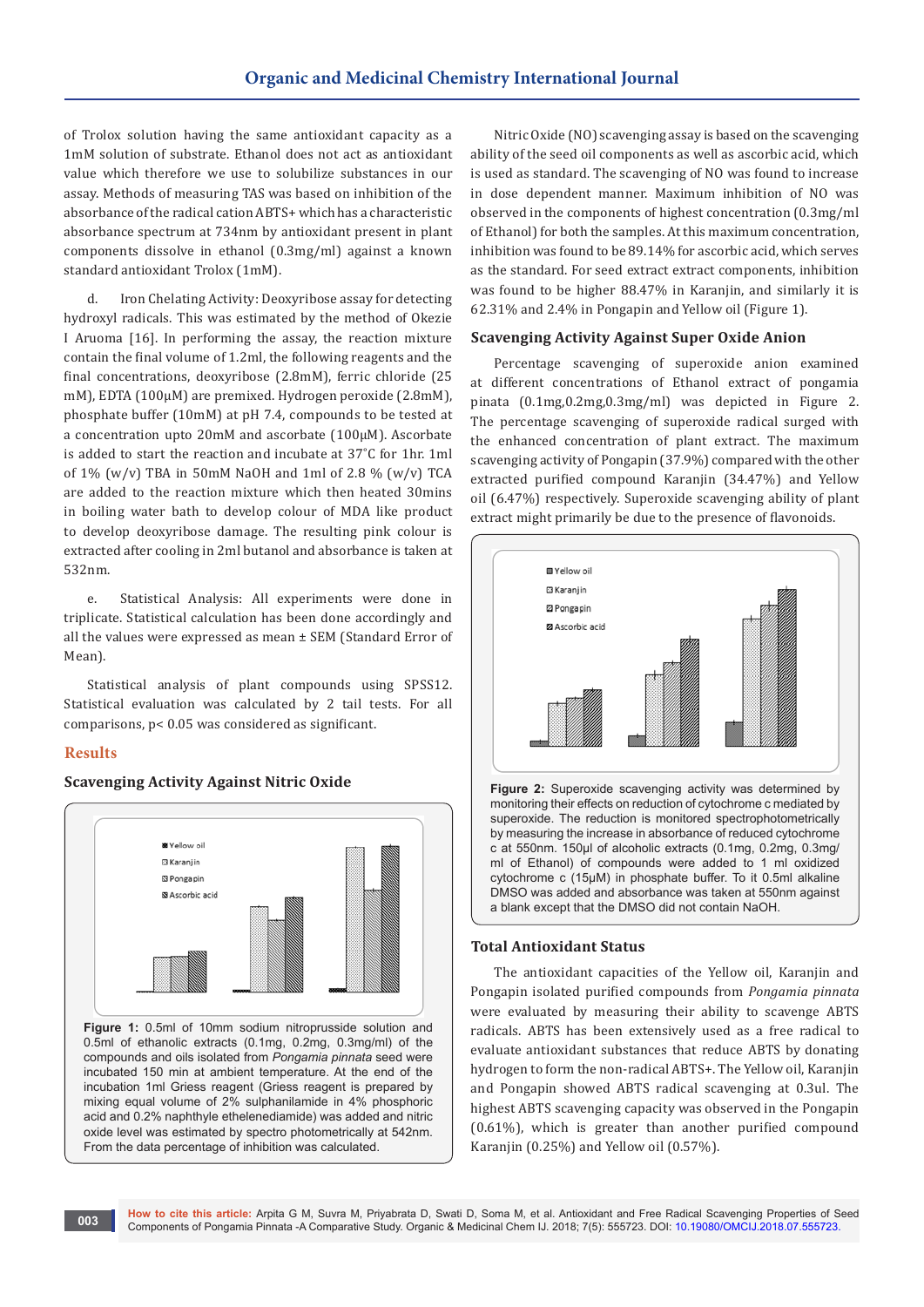of Trolox solution having the same antioxidant capacity as a 1mM solution of substrate. Ethanol does not act as antioxidant value which therefore we use to solubilize substances in our assay. Methods of measuring TAS was based on inhibition of the absorbance of the radical cation ABTS+ which has a characteristic absorbance spectrum at 734nm by antioxidant present in plant components dissolve in ethanol (0.3mg/ml) against a known standard antioxidant Trolox (1mM).

d. Iron Chelating Activity: Deoxyribose assay for detecting hydroxyl radicals. This was estimated by the method of Okezie I Aruoma [16]. In performing the assay, the reaction mixture contain the final volume of 1.2ml, the following reagents and the final concentrations, deoxyribose (2.8mM), ferric chloride (25 mM), EDTA (100µM) are premixed. Hydrogen peroxide (2.8mM), phosphate buffer (10mM) at pH 7.4, compounds to be tested at a concentration upto 20mM and ascorbate (100µM). Ascorbate is added to start the reaction and incubate at 37˚C for 1hr. 1ml of 1% (w/v) TBA in 50mM NaOH and 1ml of 2.8 % (w/v) TCA are added to the reaction mixture which then heated 30mins in boiling water bath to develop colour of MDA like product to develop deoxyribose damage. The resulting pink colour is extracted after cooling in 2ml butanol and absorbance is taken at 532nm.

e. Statistical Analysis: All experiments were done in triplicate. Statistical calculation has been done accordingly and all the values were expressed as mean ± SEM (Standard Error of Mean).

Statistical analysis of plant compounds using SPSS12. Statistical evaluation was calculated by 2 tail tests. For all comparisons, $p < 0.05$ was considered as significant.

## Results

### Scavenging Activity Against Nitric Oxide

**Figure 1:** 0.5ml of 10mm sodium nitroprusside solution and 0.5ml of ethanolic extracts (0.1mg, 0.2mg, 0.3mg/ml) of the compounds and oils isolated from *Pongamia pinnata* seed were incubated 150 min at ambient temperature. At the end of the incubation 1ml Griess reagent (Griess reagent is prepared by mixing equal volume of 2% sulphanilamide in 4% phosphoric acid and 0.2% naphthyle ethelenediamide) was added and nitric oxide level was estimated by spectro photometrically at 542nm. From the data percentage of inhibition was calculated.

Nitric Oxide (NO) scavenging assay is based on the scavenging ability of the seed oil components as well as ascorbic acid, which is used as standard. The scavenging of NO was found to increase in dose dependent manner. Maximum inhibition of NO was observed in the components of highest concentration (0.3mg/ml of Ethanol) for both the samples. At this maximum concentration, inhibition was found to be 89.14% for ascorbic acid, which serves as the standard. For seed extract extract components, inhibition was found to be higher 88.47% in Karanjin, and similarly it is 62.31% and 2.4% in Pongapin and Yellow oil (Figure 1).

### Scavenging Activity Against Super Oxide Anion

Percentage scavenging of superoxide anion examined at different concentrations of Ethanol extract of pongamia pinata (0.1mg,0.2mg,0.3mg/ml) was depicted in Figure 2. The percentage scavenging of superoxide radical surged with the enhanced concentration of plant extract. The maximum scavenging activity of Pongapin (37.9%) compared with the other extracted purified compound Karanjin (34.47%) and Yellow oil (6.47%) respectively. Superoxide scavenging ability of plant extract might primarily be due to the presence of flavonoids.

**Figure 2:** Superoxide scavenging activity was determined by monitoring their effects on reduction of cytochrome c mediated by superoxide. The reduction is monitored spectrophotometrically by measuring the increase in absorbance of reduced cytochrome c at 550nm. 150µl of alcoholic extracts (0.1mg, 0.2mg, 0.3mg/ml of Ethanol) of compounds were added to 1 ml oxidized cytochrome c (15µM) in phosphate buffer. To it 0.5ml alkaline DMSO was added and absorbance was taken at 550nm against a blank except that the DMSO did not contain NaOH.

### Total Antioxidant Status

The antioxidant capacities of the Yellow oil, Karanjin and Pongapin isolated purified compounds from *Pongamia pinnata* were evaluated by measuring their ability to scavenge ABTS radicals. ABTS has been extensively used as a free radical to evaluate antioxidant substances that reduce ABTS by donating hydrogen to form the non-radical ABTS+. The Yellow oil, Karanjin and Pongapin showed ABTS radical scavenging at 0.3ul. The highest ABTS scavenging capacity was observed in the Pongapin (0.61%), which is greater than another purified compound Karanjin (0.25%) and Yellow oil (0.57%).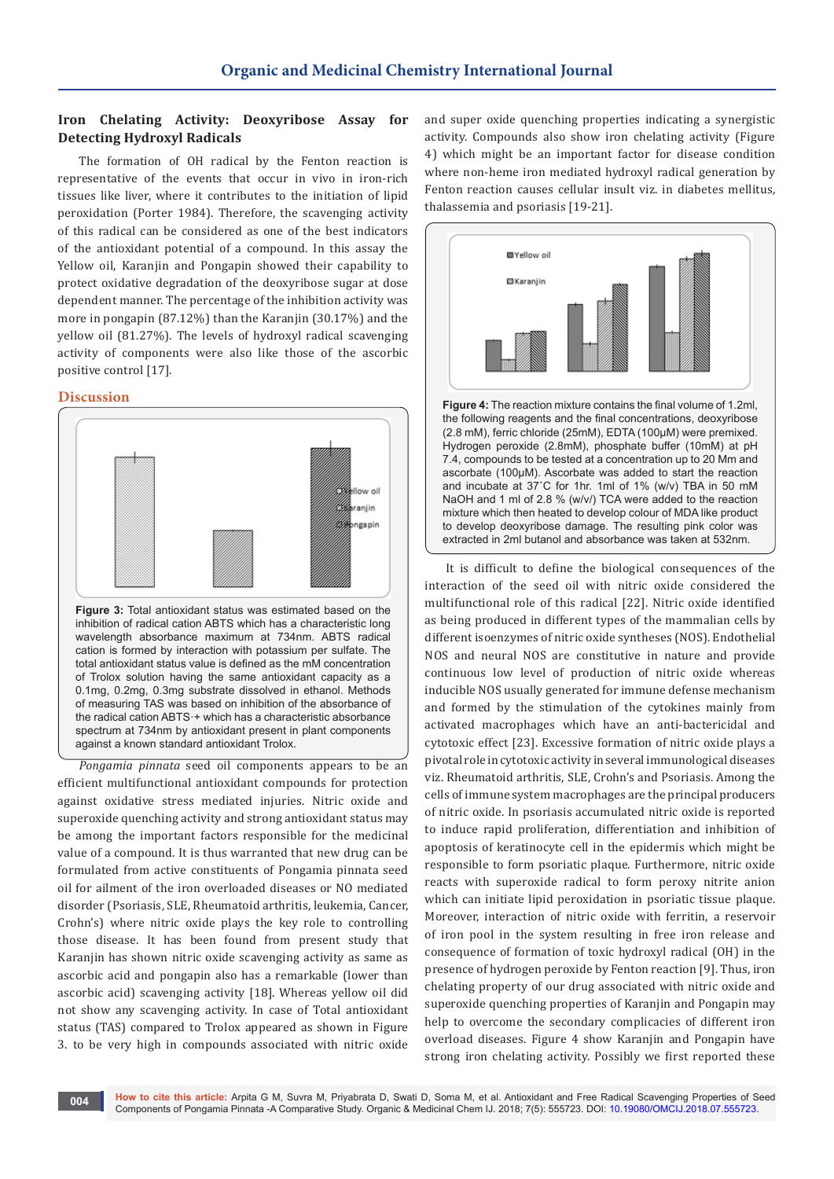### Iron Chelating Activity: Deoxyribose Assay for Detecting Hydroxyl Radicals

The formation of OH radical by the Fenton reaction is representative of the events that occur in vivo in iron-rich tissues like liver, where it contributes to the initiation of lipid peroxidation (Porter 1984). Therefore, the scavenging activity of this radical can be considered as one of the best indicators of the antioxidant potential of a compound. In this assay the Yellow oil, Karanjin and Pongapin showed their capability to protect oxidative degradation of the deoxyribose sugar at dose dependent manner. The percentage of the inhibition activity was more in pongapin (87.12%) than the Karanjin (30.17%) and the yellow oil (81.27%). The levels of hydroxyl radical scavenging activity of components were also like those of the ascorbic positive control [17].

## Discussion

**Figure 3:** Total antioxidant status was estimated based on the inhibition of radical cation ABTS which has a characteristic long wavelength absorbance maximum at 734nm. ABTS radical cation is formed by interaction with potassium per sulfate. The total antioxidant status value is defined as the mM concentration of Trolox solution having the same antioxidant capacity as a 0.1mg, 0.2mg, 0.3mg substrate dissolved in ethanol. Methods of measuring TAS was based on inhibition of the absorbance of the radical cation ABTS·+ which has a characteristic absorbance spectrum at 734nm by antioxidant present in plant components against a known standard antioxidant Trolox.

*Pongamia pinnata* seed oil components appears to be an efficient multifunctional antioxidant compounds for protection against oxidative stress mediated injuries. Nitric oxide and superoxide quenching activity and strong antioxidant status may be among the important factors responsible for the medicinal value of a compound. It is thus warranted that new drug can be formulated from active constituents of Pongamia pinnata seed oil for ailment of the iron overloaded diseases or NO mediated disorder (Psoriasis, SLE, Rheumatoid arthritis, leukemia, Cancer, Crohn's) where nitric oxide plays the key role to controlling those disease. It has been found from present study that Karanjin has shown nitric oxide scavenging activity as same as ascorbic acid and pongapin also has a remarkable (lower than ascorbic acid) scavenging activity [18]. Whereas yellow oil did not show any scavenging activity. In case of Total antioxidant status (TAS) compared to Trolox appeared as shown in Figure 3. to be very high in compounds associated with nitric oxide and super oxide quenching properties indicating a synergistic activity. Compounds also show iron chelating activity (Figure 4) which might be an important factor for disease condition where non-heme iron mediated hydroxyl radical generation by Fenton reaction causes cellular insult viz. in diabetes mellitus, thalassemia and psoriasis [19-21].

**Figure 4:** The reaction mixture contains the final volume of 1.2ml, the following reagents and the final concentrations, deoxyribose (2.8 mM), ferric chloride (25mM), EDTA (100µM) were premixed. Hydrogen peroxide (2.8mM), phosphate buffer (10mM) at pH 7.4, compounds to be tested at a concentration up to 20 Mm and ascorbate (100µM). Ascorbate was added to start the reaction and incubate at 37˚C for 1hr. 1ml of 1% (w/v) TBA in 50 mM NaOH and 1 ml of 2.8 % (w/v) TCA were added to the reaction mixture which then heated to develop colour of MDA like product to develop deoxyribose damage. The resulting pink color was extracted in 2ml butanol and absorbance was taken at 532nm.

It is difficult to define the biological consequences of the interaction of the seed oil with nitric oxide considered the multifunctional role of this radical [22]. Nitric oxide identified as being produced in different types of the mammalian cells by different isoenzymes of nitric oxide syntheses (NOS). Endothelial NOS and neural NOS are constitutive in nature and provide continuous low level of production of nitric oxide whereas inducible NOS usually generated for immune defense mechanism and formed by the stimulation of the cytokines mainly from activated macrophages which have an anti-bactericidal and cytotoxic effect [23]. Excessive formation of nitric oxide plays a pivotal role in cytotoxic activity in several immunological diseases viz. Rheumatoid arthritis, SLE, Crohn's and Psoriasis. Among the cells of immune system macrophages are the principal producers of nitric oxide. In psoriasis accumulated nitric oxide is reported to induce rapid proliferation, differentiation and inhibition of apoptosis of keratinocyte cell in the epidermis which might be responsible to form psoriatic plaque. Furthermore, nitric oxide reacts with superoxide radical to form peroxy nitrite anion which can initiate lipid peroxidation in psoriatic tissue plaque. Moreover, interaction of nitric oxide with ferritin, a reservoir of iron pool in the system resulting in free iron release and consequence of formation of toxic hydroxyl radical (OH) in the presence of hydrogen peroxide by Fenton reaction [9]. Thus, iron chelating property of our drug associated with nitric oxide and superoxide quenching properties of Karanjin and Pongapin may help to overcome the secondary complicacies of different iron overload diseases. Figure 4 show Karanjin and Pongapin have strong iron chelating activity. Possibly we first reported these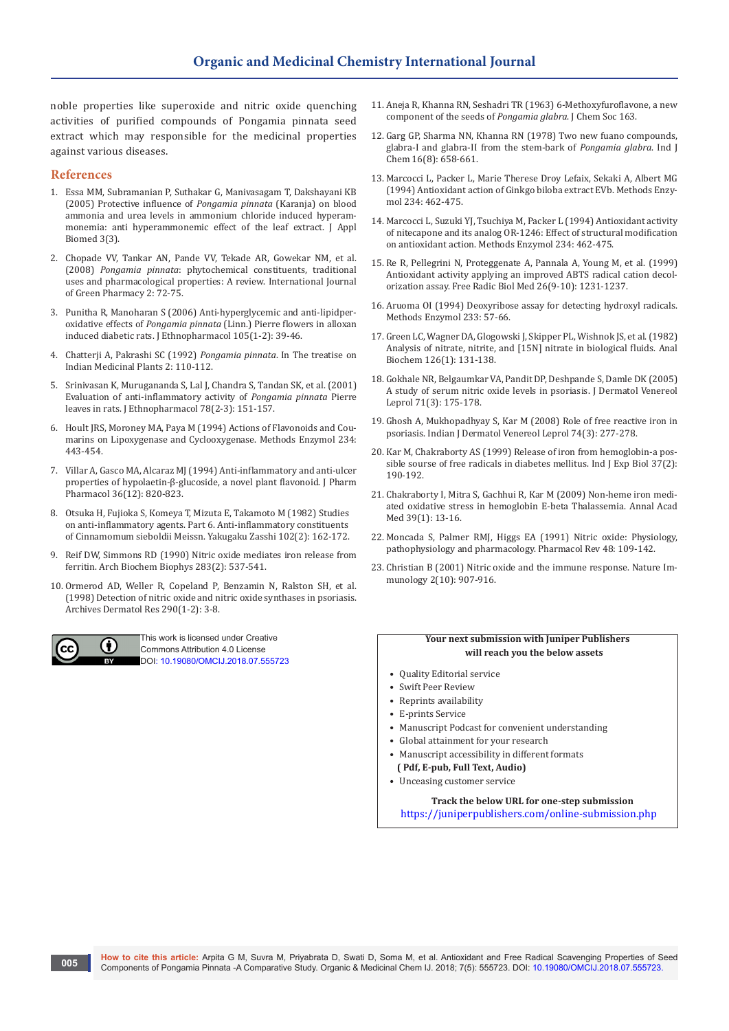noble properties like superoxide and nitric oxide quenching activities of purified compounds of Pongamia pinnata seed extract which may responsible for the medicinal properties against various diseases.

## References

1. Essa MM, Subramanian P, Suthakar G, Manivasagam T, Dakshayani KB (2005) Protective influence of *Pongamia pinnata* (Karanja) on blood ammonia and urea levels in ammonium chloride induced hyperammonemia: anti hyperammonemic effect of the leaf extract. J Appl Biomed 3(3).
2. Chopade VV, Tankar AN, Pande VV, Tekade AR, Gowekar NM, et al. (2008) *Pongamia pinnata*: phytochemical constituents, traditional uses and pharmacological properties: A review. International Journal of Green Pharmacy 2: 72-75.
3. Punitha R, Manoharan S (2006) Anti-hyperglycemic and anti-lipidperoxidative effects of *Pongamia pinnata* (Linn.) Pierre flowers in alloxan induced diabetic rats. J Ethnopharmacol 105(1-2): 39-46.
4. Chatterji A, Pakrashi SC (1992) *Pongamia pinnata*. In The treatise on Indian Medicinal Plants 2: 110-112.
5. Srinivasan K, Muruganandа S, Lal J, Chandra S, Tandan SK, et al. (2001) Evaluation of anti-inflammatory activity of *Pongamia pinnata* Pierre leaves in rats. J Ethnopharmacol 78(2-3): 151-157.
6. Hoult JRS, Moroney MA, Paya M (1994) Actions of Flavonoids and Coumarins on Lipoxygenase and Cyclooxygenase. Methods Enzymol 234: 443-454.
7. Villar A, Gasco MA, Alcaraz MJ (1994) Anti-inflammatory and anti-ulcer properties of hypolaetin-β-glucoside, a novel plant flavonoid. J Pharm Pharmacol 36(12): 820-823.
8. Otsuka H, Fujioka S, Komeya T, Mizuta E, Takamoto M (1982) Studies on anti-inflammatory agents. Part 6. Anti-inflammatory constituents of Cinnamomum sieboldii Meissn. Yakugaku Zasshi 102(2): 162-172.
9. Reif DW, Simmons RD (1990) Nitric oxide mediates iron release from ferritin. Arch Biochem Biophys 283(2): 537-541.
10. Ormerod AD, Weller R, Copeland P, Benzamin N, Ralston SH, et al. (1998) Detection of nitric oxide and nitric oxide synthases in psoriasis. Archives Dermatol Res 290(1-2): 3-8.
11. Aneja R, Khanna RN, Seshadri TR (1963) 6-Methoxyfuroflavone, a new component of the seeds of *Pongamia glabra.* J Chem Soc 163.
12. Garg GP, Sharma NN, Khanna RN (1978) Two new fuano compounds, glabra-I and glabra-II from the stem-bark of *Pongamia glabra.* Ind J Chem 16(8): 658-661.
13. Marcocci L, Packer L, Marie Therese Droy Lefaix, Sekaki A, Albert MG (1994) Antioxidant action of Ginkgo biloba extract EVb. Methods Enzymol 234: 462-475.
14. Marcocci L, Suzuki YJ, Tsuchiya M, Packer L (1994) Antioxidant activity of nitecapone and its analog OR-1246: Effect of structural modification on antioxidant action. Methods Enzymol 234: 462-475.
15. Re R, Pellegrini N, Proteggenate A, Pannala A, Young M, et al. (1999) Antioxidant activity applying an improved ABTS radical cation decolorization assay. Free Radic Biol Med 26(9-10): 1231-1237.
16. Aruoma OI (1994) Deoxyribose assay for detecting hydroxyl radicals. Methods Enzymol 233: 57-66.
17. Green LC, Wagner DA, Glogowski J, Skipper PL, Wishnok JS, et al. (1982) Analysis of nitrate, nitrite, and [15N] nitrate in biological fluids. Anal Biochem 126(1): 131-138.
18. Gokhale NR, Belgaumkar VA, Pandit DP, Deshpande S, Damle DK (2005) A study of serum nitric oxide levels in psoriasis. J Dermatol Venereol Leprol 71(3): 175-178.
19. Ghosh A, Mukhopadhyay S, Kar M (2008) Role of free reactive iron in psoriasis. Indian J Dermatol Venereol Leprol 74(3): 277-278.
20. Kar M, Chakraborty AS (1999) Release of iron from hemoglobin-a possible sourse of free radicals in diabetes mellitus. Ind J Exp Biol 37(2): 190-192.
21. Chakraborty I, Mitra S, Gachhui R, Kar M (2009) Non-heme iron mediated oxidative stress in hemoglobin E-beta Thalassemia. Annal Acad Med 39(1): 13-16.
22. Moncada S, Palmer RMJ, Higgs EA (1991) Nitric oxide: Physiology, pathophysiology and pharmacology. Pharmacol Rev 48: 109-142.
23. Christian B (2001) Nitric oxide and the immune response. Nature Immunology 2(10): 907-916.

This work is licensed under Creative Commons Attribution 4.0 License
DOI: 10.19080/OMCIJ.2018.07.555723

**Your next submission with Juniper Publishers will reach you the below assets**

- Quality Editorial service
- Swift Peer Review
- Reprints availability
- E-prints Service
- Manuscript Podcast for convenient understanding
- Global attainment for your research
- Manuscript accessibility in different formats
  **( Pdf, E-pub, Full Text, Audio)**
- Unceasing customer service

**Track the below URL for one-step submission**
https://juniperpublishers.com/online-submission.php

**How to cite this article:** Arpita G M, Suvra M, Priyabrata D, Swati D, Soma M, et al. Antioxidant and Free Radical Scavenging Properties of Seed Components of Pongamia Pinnata -A Comparative Study. Organic & Medicinal Chem IJ. 2018; 7(5): 555723. DOI: 10.19080/OMCIJ.2018.07.555723.